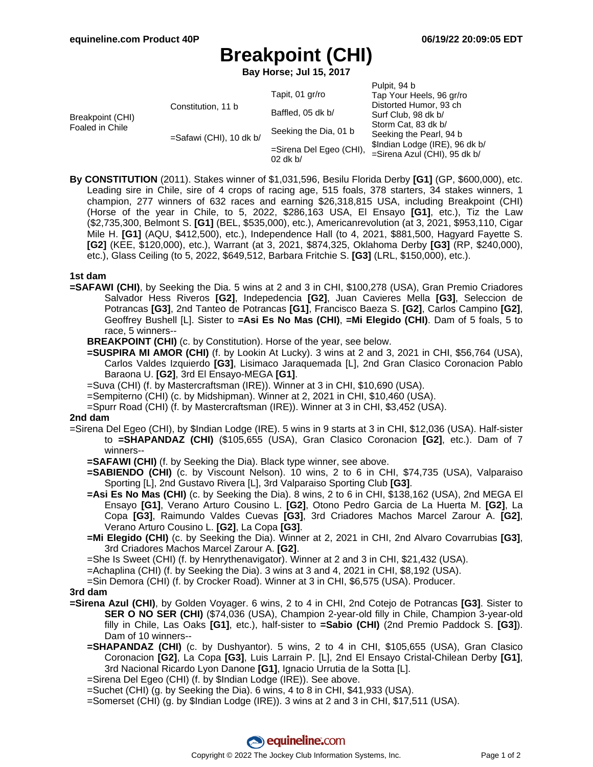# Breakpoint (CHI)

**Bay Horse; Jul 15, 2017**

| | | | |
|---|---|---|---|
| Breakpoint (CHI) Foaled in Chile | Constitution, 11 b | Tapit, 01 gr/ro | Pulpit, 94 b |
| | | | Tap Your Heels, 96 gr/ro |
| | | Baffled, 05 dk b/ | Distorted Humor, 93 ch |
| | | | Surf Club, 98 dk b/ |
| | =Safawi (CHI), 10 dk b/ | Seeking the Dia, 01 b | Storm Cat, 83 dk b/ |
| | | | Seeking the Pearl, 94 b |
| | | =Sirena Del Egeo (CHI), 02 dk b/ | $Indian Lodge (IRE), 96 dk b/ |
| | | | =Sirena Azul (CHI), 95 dk b/ |

**By CONSTITUTION** (2011). Stakes winner of $1,031,596, Besilu Florida Derby **[G1]** (GP, $600,000), etc. Leading sire in Chile, sire of 4 crops of racing age, 515 foals, 378 starters, 34 stakes winners, 1 champion, 277 winners of 632 races and earning $26,318,815 USA, including Breakpoint (CHI) (Horse of the year in Chile, to 5, 2022, $286,163 USA, El Ensayo **[G1]**, etc.), Tiz the Law ($2,735,300, Belmont S. **[G1]** (BEL, $535,000), etc.), Americanrevolution (at 3, 2021, $953,110, Cigar Mile H. **[G1]** (AQU, $412,500), etc.), Independence Hall (to 4, 2021, $881,500, Hagyard Fayette S. **[G2]** (KEE, $120,000), etc.), Warrant (at 3, 2021, $874,325, Oklahoma Derby **[G3]** (RP, $240,000), etc.), Glass Ceiling (to 5, 2022, $649,512, Barbara Fritchie S. **[G3]** (LRL, $150,000), etc.).

### 1st dam

**=SAFAWI (CHI)**, by Seeking the Dia. 5 wins at 2 and 3 in CHI, $100,278 (USA), Gran Premio Criadores Salvador Hess Riveros **[G2]**, Indepedencia **[G2]**, Juan Cavieres Mella **[G3]**, Seleccion de Potrancas **[G3]**, 2nd Tanteo de Potrancas **[G1]**, Francisco Baeza S. **[G2]**, Carlos Campino **[G2]**, Geoffrey Bushell [L]. Sister to **=Asi Es No Mas (CHI)**, **=Mi Elegido (CHI)**. Dam of 5 foals, 5 to race, 5 winners--

- **BREAKPOINT (CHI)** (c. by Constitution). Horse of the year, see below.
- **=SUSPIRA MI AMOR (CHI)** (f. by Lookin At Lucky). 3 wins at 2 and 3, 2021 in CHI, $56,764 (USA), Carlos Valdes Izquierdo **[G3]**, Lisimaco Jaraquemada [L], 2nd Gran Clasico Coronacion Pablo Baraona U. **[G2]**, 3rd El Ensayo-MEGA **[G1]**.
- =Suva (CHI) (f. by Mastercraftsman (IRE)). Winner at 3 in CHI, $10,690 (USA).
- =Sempiterno (CHI) (c. by Midshipman). Winner at 2, 2021 in CHI, $10,460 (USA).
- =Spurr Road (CHI) (f. by Mastercraftsman (IRE)). Winner at 3 in CHI, $3,452 (USA).

### 2nd dam

=Sirena Del Egeo (CHI), by $Indian Lodge (IRE). 5 wins in 9 starts at 3 in CHI, $12,036 (USA). Half-sister to **=SHAPANDAZ (CHI)** ($105,655 (USA), Gran Clasico Coronacion **[G2]**, etc.). Dam of 7 winners--

- **=SAFAWI (CHI)** (f. by Seeking the Dia). Black type winner, see above.
- **=SABIENDO (CHI)** (c. by Viscount Nelson). 10 wins, 2 to 6 in CHI, $74,735 (USA), Valparaiso Sporting [L], 2nd Gustavo Rivera [L], 3rd Valparaiso Sporting Club **[G3]**.
- **=Asi Es No Mas (CHI)** (c. by Seeking the Dia). 8 wins, 2 to 6 in CHI, $138,162 (USA), 2nd MEGA El Ensayo **[G1]**, Verano Arturo Cousino L. **[G2]**, Otono Pedro Garcia de La Huerta M. **[G2]**, La Copa **[G3]**, Raimundo Valdes Cuevas **[G3]**, 3rd Criadores Machos Marcel Zarour A. **[G2]**, Verano Arturo Cousino L. **[G2]**, La Copa **[G3]**.
- **=Mi Elegido (CHI)** (c. by Seeking the Dia). Winner at 2, 2021 in CHI, 2nd Alvaro Covarrubias **[G3]**, 3rd Criadores Machos Marcel Zarour A. **[G2]**.
- =She Is Sweet (CHI) (f. by Henrythenavigator). Winner at 2 and 3 in CHI, $21,432 (USA).
- =Achaplina (CHI) (f. by Seeking the Dia). 3 wins at 3 and 4, 2021 in CHI, $8,192 (USA).
- =Sin Demora (CHI) (f. by Crocker Road). Winner at 3 in CHI, $6,575 (USA). Producer.

### 3rd dam

**=Sirena Azul (CHI)**, by Golden Voyager. 6 wins, 2 to 4 in CHI, 2nd Cotejo de Potrancas **[G3]**. Sister to **SER O NO SER (CHI)** ($74,036 (USA), Champion 2-year-old filly in Chile, Champion 3-year-old filly in Chile, Las Oaks **[G1]**, etc.), half-sister to **=Sabio (CHI)** (2nd Premio Paddock S. **[G3]**). Dam of 10 winners--

- **=SHAPANDAZ (CHI)** (c. by Dushyantor). 5 wins, 2 to 4 in CHI, $105,655 (USA), Gran Clasico Coronacion **[G2]**, La Copa **[G3]**, Luis Larrain P. [L], 2nd El Ensayo Cristal-Chilean Derby **[G1]**, 3rd Nacional Ricardo Lyon Danone **[G1]**, Ignacio Urrutia de la Sotta [L].
- =Sirena Del Egeo (CHI) (f. by $Indian Lodge (IRE)). See above.
- =Suchet (CHI) (g. by Seeking the Dia). 6 wins, 4 to 8 in CHI, $41,933 (USA).
- =Somerset (CHI) (g. by $Indian Lodge (IRE)). 3 wins at 2 and 3 in CHI, $17,511 (USA).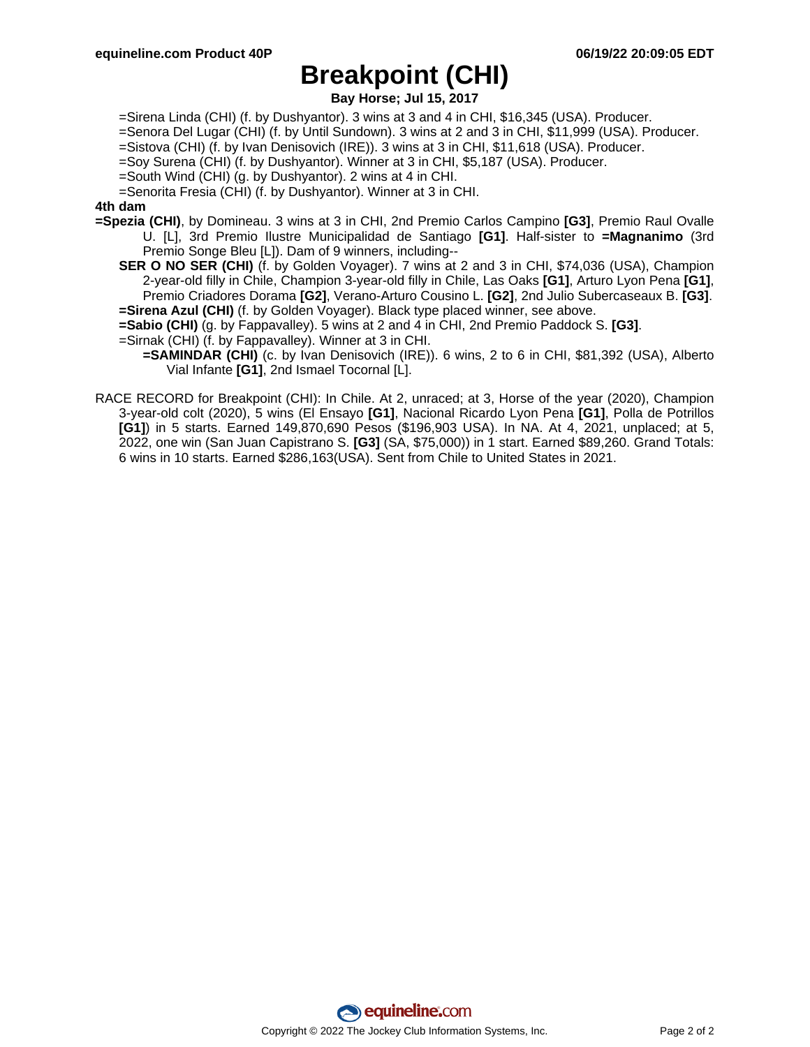# Breakpoint (CHI)

**Bay Horse; Jul 15, 2017**

=Sirena Linda (CHI) (f. by Dushyantor). 3 wins at 3 and 4 in CHI, $16,345 (USA). Producer.
=Senora Del Lugar (CHI) (f. by Until Sundown). 3 wins at 2 and 3 in CHI, $11,999 (USA). Producer.
=Sistova (CHI) (f. by Ivan Denisovich (IRE)). 3 wins at 3 in CHI, $11,618 (USA). Producer.
=Soy Surena (CHI) (f. by Dushyantor). Winner at 3 in CHI, $5,187 (USA). Producer.
=South Wind (CHI) (g. by Dushyantor). 2 wins at 4 in CHI.
=Senorita Fresia (CHI) (f. by Dushyantor). Winner at 3 in CHI.

**4th dam**

**=Spezia (CHI)**, by Domineau. 3 wins at 3 in CHI, 2nd Premio Carlos Campino **[G3]**, Premio Raul Ovalle U. [L], 3rd Premio Ilustre Municipalidad de Santiago **[G1]**. Half-sister to **=Magnanimo** (3rd Premio Songe Bleu [L]). Dam of 9 winners, including--

**SER O NO SER (CHI)** (f. by Golden Voyager). 7 wins at 2 and 3 in CHI, $74,036 (USA), Champion 2-year-old filly in Chile, Champion 3-year-old filly in Chile, Las Oaks **[G1]**, Arturo Lyon Pena **[G1]**, Premio Criadores Dorama **[G2]**, Verano-Arturo Cousino L. **[G2]**, 2nd Julio Subercaseaux B. **[G3]**.
**=Sirena Azul (CHI)** (f. by Golden Voyager). Black type placed winner, see above.
**=Sabio (CHI)** (g. by Fappavalley). 5 wins at 2 and 4 in CHI, 2nd Premio Paddock S. **[G3]**.
=Sirnak (CHI) (f. by Fappavalley). Winner at 3 in CHI.
**=SAMINDAR (CHI)** (c. by Ivan Denisovich (IRE)). 6 wins, 2 to 6 in CHI, $81,392 (USA), Alberto Vial Infante **[G1]**, 2nd Ismael Tocornal [L].

RACE RECORD for Breakpoint (CHI): In Chile. At 2, unraced; at 3, Horse of the year (2020), Champion 3-year-old colt (2020), 5 wins (El Ensayo **[G1]**, Nacional Ricardo Lyon Pena **[G1]**, Polla de Potrillos **[G1]**) in 5 starts. Earned 149,870,690 Pesos ($196,903 USA). In NA. At 4, 2021, unplaced; at 5, 2022, one win (San Juan Capistrano S. **[G3]** (SA, $75,000)) in 1 start. Earned $89,260. Grand Totals: 6 wins in 10 starts. Earned $286,163(USA). Sent from Chile to United States in 2021.